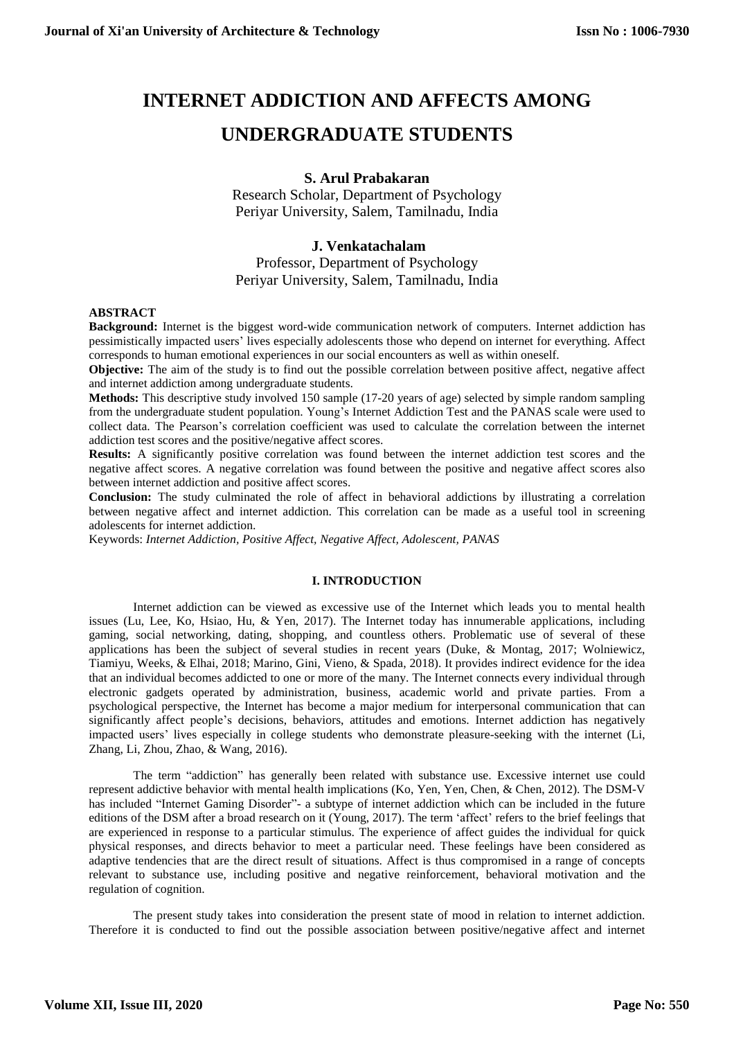# INTERNET ADDICTION AND AFFECTS AMONG UNDERGRADUATE STUDENTS

**S. Arul Prabakaran**
Research Scholar, Department of Psychology
Periyar University, Salem, Tamilnadu, India

**J. Venkatachalam**
Professor, Department of Psychology
Periyar University, Salem, Tamilnadu, India

**ABSTRACT**

**Background:** Internet is the biggest word-wide communication network of computers. Internet addiction has pessimistically impacted users' lives especially adolescents those who depend on internet for everything. Affect corresponds to human emotional experiences in our social encounters as well as within oneself.

**Objective:** The aim of the study is to find out the possible correlation between positive affect, negative affect and internet addiction among undergraduate students.

**Methods:** This descriptive study involved 150 sample (17-20 years of age) selected by simple random sampling from the undergraduate student population. Young's Internet Addiction Test and the PANAS scale were used to collect data. The Pearson's correlation coefficient was used to calculate the correlation between the internet addiction test scores and the positive/negative affect scores.

**Results:** A significantly positive correlation was found between the internet addiction test scores and the negative affect scores. A negative correlation was found between the positive and negative affect scores also between internet addiction and positive affect scores.

**Conclusion:** The study culminated the role of affect in behavioral addictions by illustrating a correlation between negative affect and internet addiction. This correlation can be made as a useful tool in screening adolescents for internet addiction.

Keywords: *Internet Addiction, Positive Affect, Negative Affect, Adolescent, PANAS*

## I. INTRODUCTION

Internet addiction can be viewed as excessive use of the Internet which leads you to mental health issues (Lu, Lee, Ko, Hsiao, Hu, & Yen, 2017). The Internet today has innumerable applications, including gaming, social networking, dating, shopping, and countless others. Problematic use of several of these applications has been the subject of several studies in recent years (Duke, & Montag, 2017; Wolniewicz, Tiamiyu, Weeks, & Elhai, 2018; Marino, Gini, Vieno, & Spada, 2018). It provides indirect evidence for the idea that an individual becomes addicted to one or more of the many. The Internet connects every individual through electronic gadgets operated by administration, business, academic world and private parties. From a psychological perspective, the Internet has become a major medium for interpersonal communication that can significantly affect people's decisions, behaviors, attitudes and emotions. Internet addiction has negatively impacted users' lives especially in college students who demonstrate pleasure-seeking with the internet (Li, Zhang, Li, Zhou, Zhao, & Wang, 2016).

The term "addiction" has generally been related with substance use. Excessive internet use could represent addictive behavior with mental health implications (Ko, Yen, Yen, Chen, & Chen, 2012). The DSM-V has included "Internet Gaming Disorder"- a subtype of internet addiction which can be included in the future editions of the DSM after a broad research on it (Young, 2017). The term 'affect' refers to the brief feelings that are experienced in response to a particular stimulus. The experience of affect guides the individual for quick physical responses, and directs behavior to meet a particular need. These feelings have been considered as adaptive tendencies that are the direct result of situations. Affect is thus compromised in a range of concepts relevant to substance use, including positive and negative reinforcement, behavioral motivation and the regulation of cognition.

The present study takes into consideration the present state of mood in relation to internet addiction. Therefore it is conducted to find out the possible association between positive/negative affect and internet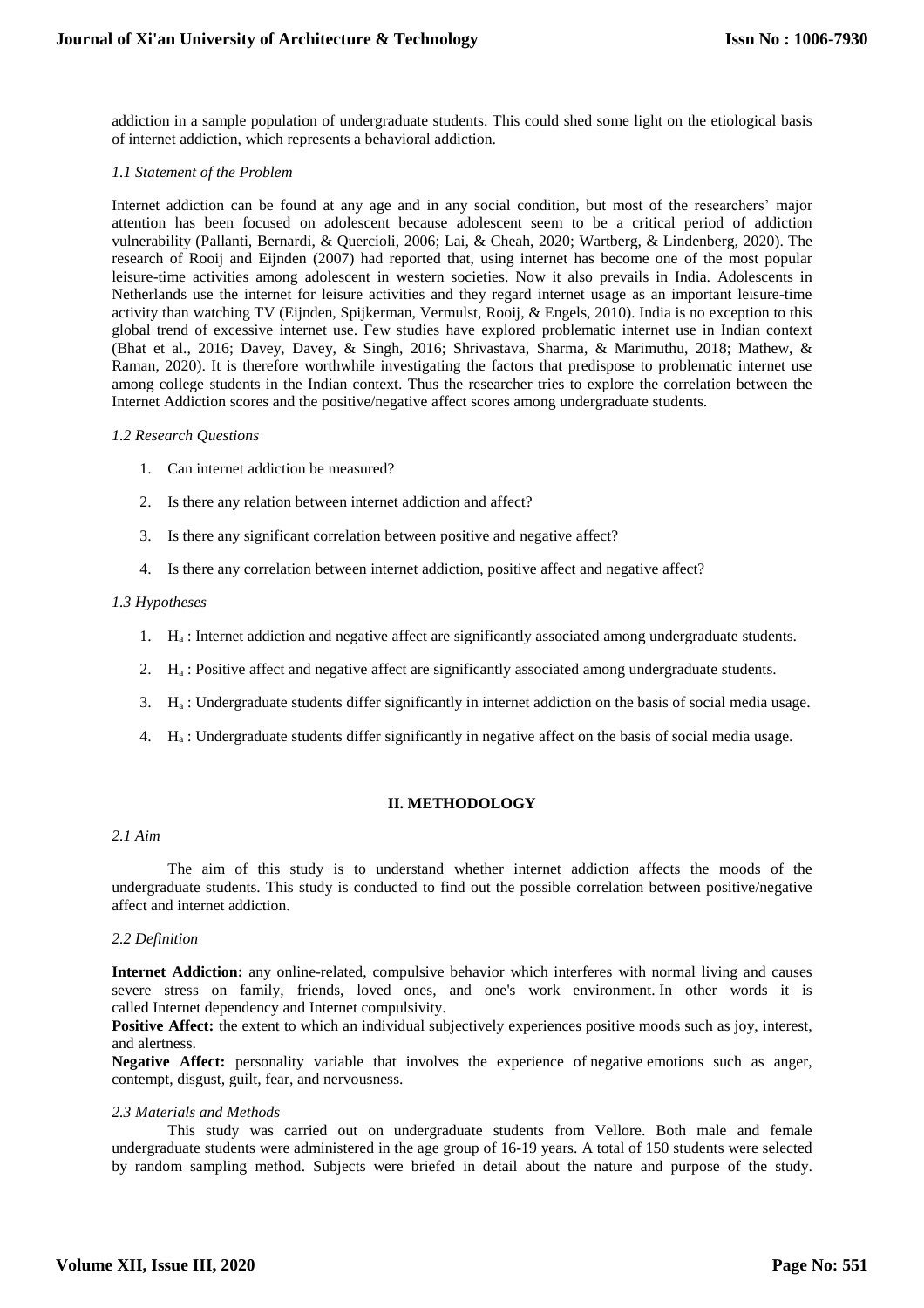addiction in a sample population of undergraduate students. This could shed some light on the etiological basis of internet addiction, which represents a behavioral addiction.

### *1.1 Statement of the Problem*

Internet addiction can be found at any age and in any social condition, but most of the researchers' major attention has been focused on adolescent because adolescent seem to be a critical period of addiction vulnerability (Pallanti, Bernardi, & Quercioli, 2006; Lai, & Cheah, 2020; Wartberg, & Lindenberg, 2020). The research of Rooij and Eijnden (2007) had reported that, using internet has become one of the most popular leisure-time activities among adolescent in western societies. Now it also prevails in India. Adolescents in Netherlands use the internet for leisure activities and they regard internet usage as an important leisure-time activity than watching TV (Eijnden, Spijkerman, Vermulst, Rooij, & Engels, 2010). India is no exception to this global trend of excessive internet use. Few studies have explored problematic internet use in Indian context (Bhat et al., 2016; Davey, Davey, & Singh, 2016; Shrivastava, Sharma, & Marimuthu, 2018; Mathew, & Raman, 2020). It is therefore worthwhile investigating the factors that predispose to problematic internet use among college students in the Indian context. Thus the researcher tries to explore the correlation between the Internet Addiction scores and the positive/negative affect scores among undergraduate students.

### *1.2 Research Questions*

1. Can internet addiction be measured?
2. Is there any relation between internet addiction and affect?
3. Is there any significant correlation between positive and negative affect?
4. Is there any correlation between internet addiction, positive affect and negative affect?

### *1.3 Hypotheses*

1. $H_a$ : Internet addiction and negative affect are significantly associated among undergraduate students.
2. $H_a$ : Positive affect and negative affect are significantly associated among undergraduate students.
3. $H_a$ : Undergraduate students differ significantly in internet addiction on the basis of social media usage.
4. $H_a$ : Undergraduate students differ significantly in negative affect on the basis of social media usage.

## II. METHODOLOGY

### *2.1 Aim*

The aim of this study is to understand whether internet addiction affects the moods of the undergraduate students. This study is conducted to find out the possible correlation between positive/negative affect and internet addiction.

### *2.2 Definition*

**Internet Addiction:** any online-related, compulsive behavior which interferes with normal living and causes severe stress on family, friends, loved ones, and one's work environment. In other words it is called Internet dependency and Internet compulsivity.

**Positive Affect:** the extent to which an individual subjectively experiences positive moods such as joy, interest, and alertness.

**Negative Affect:** personality variable that involves the experience of negative emotions such as anger, contempt, disgust, guilt, fear, and nervousness.

### *2.3 Materials and Methods*

This study was carried out on undergraduate students from Vellore. Both male and female undergraduate students were administered in the age group of 16-19 years. A total of 150 students were selected by random sampling method. Subjects were briefed in detail about the nature and purpose of the study.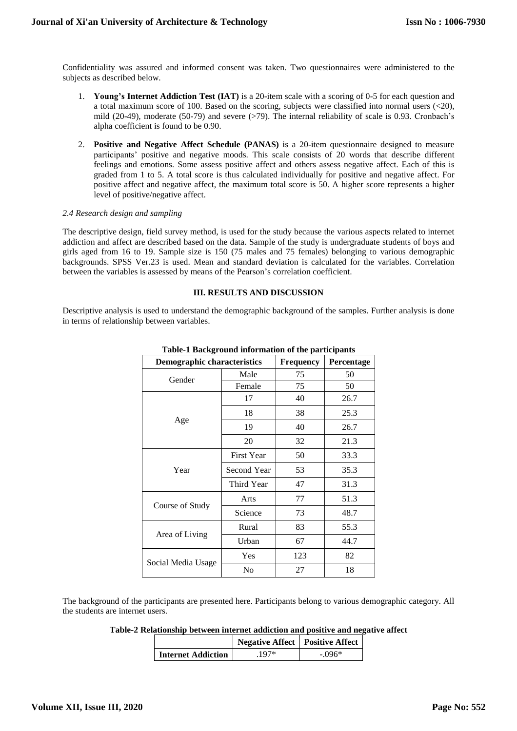Confidentiality was assured and informed consent was taken. Two questionnaires were administered to the subjects as described below.

1. **Young's Internet Addiction Test (IAT)** is a 20-item scale with a scoring of 0-5 for each question and a total maximum score of 100. Based on the scoring, subjects were classified into normal users (<20), mild (20-49), moderate (50-79) and severe (>79). The internal reliability of scale is 0.93. Cronbach's alpha coefficient is found to be 0.90.

2. **Positive and Negative Affect Schedule (PANAS)** is a 20-item questionnaire designed to measure participants' positive and negative moods. This scale consists of 20 words that describe different feelings and emotions. Some assess positive affect and others assess negative affect. Each of this is graded from 1 to 5. A total score is thus calculated individually for positive and negative affect. For positive affect and negative affect, the maximum total score is 50. A higher score represents a higher level of positive/negative affect.

*2.4 Research design and sampling*

The descriptive design, field survey method, is used for the study because the various aspects related to internet addiction and affect are described based on the data. Sample of the study is undergraduate students of boys and girls aged from 16 to 19. Sample size is 150 (75 males and 75 females) belonging to various demographic backgrounds. SPSS Ver.23 is used. Mean and standard deviation is calculated for the variables. Correlation between the variables is assessed by means of the Pearson's correlation coefficient.

## III. RESULTS AND DISCUSSION

Descriptive analysis is used to understand the demographic background of the samples. Further analysis is done in terms of relationship between variables.

**Table-1 Background information of the participants**

| Demographic characteristics | | Frequency | Percentage |
|---|---|---|---|
| Gender | Male | 75 | 50 |
| | Female | 75 | 50 |
| Age | 17 | 40 | 26.7 |
| | 18 | 38 | 25.3 |
| | 19 | 40 | 26.7 |
| | 20 | 32 | 21.3 |
| Year | First Year | 50 | 33.3 |
| | Second Year | 53 | 35.3 |
| | Third Year | 47 | 31.3 |
| Course of Study | Arts | 77 | 51.3 |
| | Science | 73 | 48.7 |
| Area of Living | Rural | 83 | 55.3 |
| | Urban | 67 | 44.7 |
| Social Media Usage | Yes | 123 | 82 |
| | No | 27 | 18 |

The background of the participants are presented here. Participants belong to various demographic category. All the students are internet users.

**Table-2 Relationship between internet addiction and positive and negative affect**

| | Negative Affect | Positive Affect |
|---|---|---|
| **Internet Addiction** | .197* | -.096* |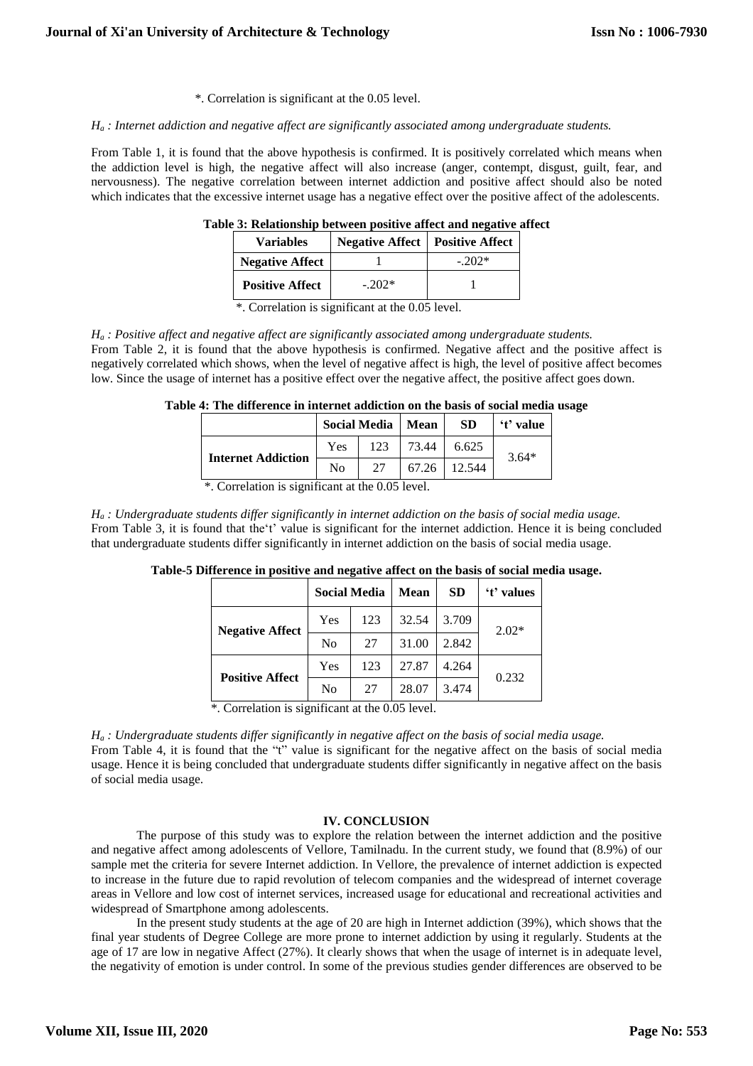*. Correlation is significant at the 0.05 level.

*H*$_a$ *: Internet addiction and negative affect are significantly associated among undergraduate students.*

From Table 1, it is found that the above hypothesis is confirmed. It is positively correlated which means when the addiction level is high, the negative affect will also increase (anger, contempt, disgust, guilt, fear, and nervousness). The negative correlation between internet addiction and positive affect should also be noted which indicates that the excessive internet usage has a negative effect over the positive affect of the adolescents.

**Table 3: Relationship between positive affect and negative affect**

| Variables | Negative Affect | Positive Affect |
|---|---|---|
| **Negative Affect** | 1 | -.202* |
| **Positive Affect** | -.202* | 1 |

*. Correlation is significant at the 0.05 level.

*H*$_a$ *: Positive affect and negative affect are significantly associated among undergraduate students.*

From Table 2, it is found that the above hypothesis is confirmed. Negative affect and the positive affect is negatively correlated which shows, when the level of negative affect is high, the level of positive affect becomes low. Since the usage of internet has a positive effect over the negative affect, the positive affect goes down.

**Table 4: The difference in internet addiction on the basis of social media usage**

| | Social Media | | Mean | SD | 't' value |
|---|---|---|---|---|---|
| **Internet Addiction** | Yes | 123 | 73.44 | 6.625 | 3.64* |
| | No | 27 | 67.26 | 12.544 | |

*. Correlation is significant at the 0.05 level.

*H*$_a$ *: Undergraduate students differ significantly in internet addiction on the basis of social media usage.*

From Table 3, it is found that the't' value is significant for the internet addiction. Hence it is being concluded that undergraduate students differ significantly in internet addiction on the basis of social media usage.

**Table-5 Difference in positive and negative affect on the basis of social media usage.**

| | Social Media | | Mean | SD | 't' values |
|---|---|---|---|---|---|
| **Negative Affect** | Yes | 123 | 32.54 | 3.709 | 2.02* |
| | No | 27 | 31.00 | 2.842 | |
| **Positive Affect** | Yes | 123 | 27.87 | 4.264 | 0.232 |
| | No | 27 | 28.07 | 3.474 | |

*. Correlation is significant at the 0.05 level.

*H*$_a$ *: Undergraduate students differ significantly in negative affect on the basis of social media usage.*

From Table 4, it is found that the "t" value is significant for the negative affect on the basis of social media usage. Hence it is being concluded that undergraduate students differ significantly in negative affect on the basis of social media usage.

## IV. CONCLUSION

The purpose of this study was to explore the relation between the internet addiction and the positive and negative affect among adolescents of Vellore, Tamilnadu. In the current study, we found that (8.9%) of our sample met the criteria for severe Internet addiction. In Vellore, the prevalence of internet addiction is expected to increase in the future due to rapid revolution of telecom companies and the widespread of internet coverage areas in Vellore and low cost of internet services, increased usage for educational and recreational activities and widespread of Smartphone among adolescents.

In the present study students at the age of 20 are high in Internet addiction (39%), which shows that the final year students of Degree College are more prone to internet addiction by using it regularly. Students at the age of 17 are low in negative Affect (27%). It clearly shows that when the usage of internet is in adequate level, the negativity of emotion is under control. In some of the previous studies gender differences are observed to be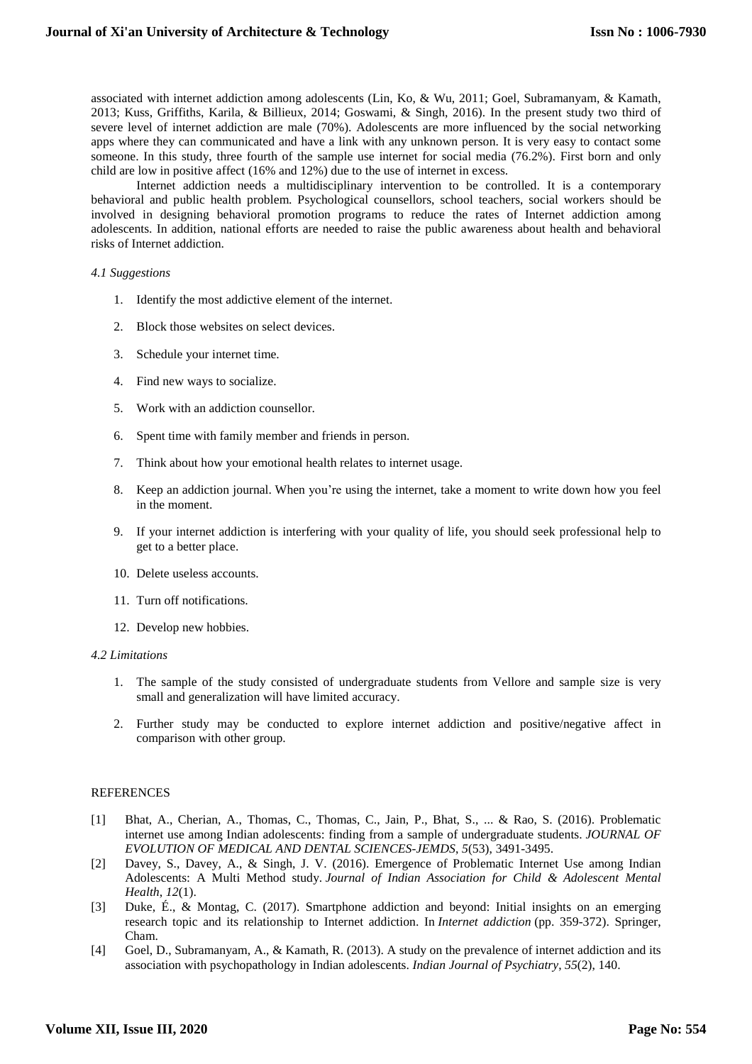associated with internet addiction among adolescents (Lin, Ko, & Wu, 2011; Goel, Subramanyam, & Kamath, 2013; Kuss, Griffiths, Karila, & Billieux, 2014; Goswami, & Singh, 2016). In the present study two third of severe level of internet addiction are male (70%). Adolescents are more influenced by the social networking apps where they can communicated and have a link with any unknown person. It is very easy to contact some someone. In this study, three fourth of the sample use internet for social media (76.2%). First born and only child are low in positive affect (16% and 12%) due to the use of internet in excess.

Internet addiction needs a multidisciplinary intervention to be controlled. It is a contemporary behavioral and public health problem. Psychological counsellors, school teachers, social workers should be involved in designing behavioral promotion programs to reduce the rates of Internet addiction among adolescents. In addition, national efforts are needed to raise the public awareness about health and behavioral risks of Internet addiction.

*4.1 Suggestions*

1. Identify the most addictive element of the internet.
2. Block those websites on select devices.
3. Schedule your internet time.
4. Find new ways to socialize.
5. Work with an addiction counsellor.
6. Spent time with family member and friends in person.
7. Think about how your emotional health relates to internet usage.
8. Keep an addiction journal. When you're using the internet, take a moment to write down how you feel in the moment.
9. If your internet addiction is interfering with your quality of life, you should seek professional help to get to a better place.
10. Delete useless accounts.
11. Turn off notifications.
12. Develop new hobbies.

*4.2 Limitations*

1. The sample of the study consisted of undergraduate students from Vellore and sample size is very small and generalization will have limited accuracy.
2. Further study may be conducted to explore internet addiction and positive/negative affect in comparison with other group.

REFERENCES

[1] Bhat, A., Cherian, A., Thomas, C., Thomas, C., Jain, P., Bhat, S., ... & Rao, S. (2016). Problematic internet use among Indian adolescents: finding from a sample of undergraduate students. *JOURNAL OF EVOLUTION OF MEDICAL AND DENTAL SCIENCES-JEMDS*, *5*(53), 3491-3495.

[2] Davey, S., Davey, A., & Singh, J. V. (2016). Emergence of Problematic Internet Use among Indian Adolescents: A Multi Method study. *Journal of Indian Association for Child & Adolescent Mental Health*, *12*(1).

[3] Duke, É., & Montag, C. (2017). Smartphone addiction and beyond: Initial insights on an emerging research topic and its relationship to Internet addiction. In *Internet addiction* (pp. 359-372). Springer, Cham.

[4] Goel, D., Subramanyam, A., & Kamath, R. (2013). A study on the prevalence of internet addiction and its association with psychopathology in Indian adolescents. *Indian Journal of Psychiatry*, *55*(2), 140.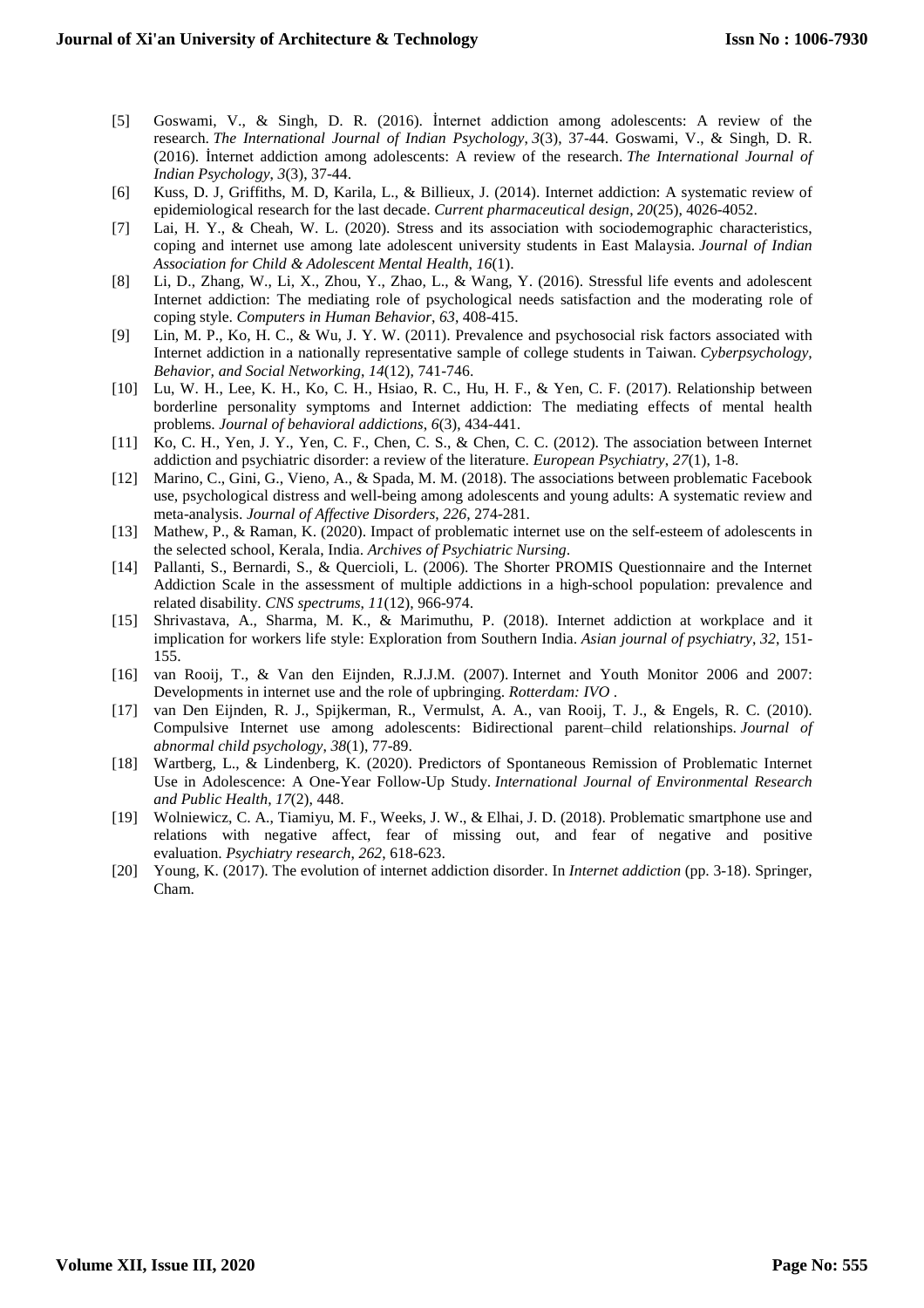[5] Goswami, V., & Singh, D. R. (2016). İnternet addiction among adolescents: A review of the research. *The International Journal of Indian Psychology*, *3*(3), 37-44. Goswami, V., & Singh, D. R. (2016). İnternet addiction among adolescents: A review of the research. *The International Journal of Indian Psychology*, *3*(3), 37-44.

[6] Kuss, D. J, Griffiths, M. D, Karila, L., & Billieux, J. (2014). Internet addiction: A systematic review of epidemiological research for the last decade. *Current pharmaceutical design*, *20*(25), 4026-4052.

[7] Lai, H. Y., & Cheah, W. L. (2020). Stress and its association with sociodemographic characteristics, coping and internet use among late adolescent university students in East Malaysia. *Journal of Indian Association for Child & Adolescent Mental Health, 16*(1).

[8] Li, D., Zhang, W., Li, X., Zhou, Y., Zhao, L., & Wang, Y. (2016). Stressful life events and adolescent Internet addiction: The mediating role of psychological needs satisfaction and the moderating role of coping style. *Computers in Human Behavior*, *63*, 408-415.

[9] Lin, M. P., Ko, H. C., & Wu, J. Y. W. (2011). Prevalence and psychosocial risk factors associated with Internet addiction in a nationally representative sample of college students in Taiwan. *Cyberpsychology, Behavior, and Social Networking*, *14*(12), 741-746.

[10] Lu, W. H., Lee, K. H., Ko, C. H., Hsiao, R. C., Hu, H. F., & Yen, C. F. (2017). Relationship between borderline personality symptoms and Internet addiction: The mediating effects of mental health problems. *Journal of behavioral addictions*, *6*(3), 434-441.

[11] Ko, C. H., Yen, J. Y., Yen, C. F., Chen, C. S., & Chen, C. C. (2012). The association between Internet addiction and psychiatric disorder: a review of the literature. *European Psychiatry*, *27*(1), 1-8.

[12] Marino, C., Gini, G., Vieno, A., & Spada, M. M. (2018). The associations between problematic Facebook use, psychological distress and well-being among adolescents and young adults: A systematic review and meta-analysis. *Journal of Affective Disorders*, *226*, 274-281.

[13] Mathew, P., & Raman, K. (2020). Impact of problematic internet use on the self-esteem of adolescents in the selected school, Kerala, India. *Archives of Psychiatric Nursing*.

[14] Pallanti, S., Bernardi, S., & Quercioli, L. (2006). The Shorter PROMIS Questionnaire and the Internet Addiction Scale in the assessment of multiple addictions in a high-school population: prevalence and related disability. *CNS spectrums, 11*(12), 966-974.

[15] Shrivastava, A., Sharma, M. K., & Marimuthu, P. (2018). Internet addiction at workplace and it implication for workers life style: Exploration from Southern India. *Asian journal of psychiatry*, *32*, 151-155.

[16] van Rooij, T., & Van den Eijnden, R.J.J.M. (2007). Internet and Youth Monitor 2006 and 2007: Developments in internet use and the role of upbringing. *Rotterdam: IVO* .

[17] van Den Eijnden, R. J., Spijkerman, R., Vermulst, A. A., van Rooij, T. J., & Engels, R. C. (2010). Compulsive Internet use among adolescents: Bidirectional parent–child relationships. *Journal of abnormal child psychology*, *38*(1), 77-89.

[18] Wartberg, L., & Lindenberg, K. (2020). Predictors of Spontaneous Remission of Problematic Internet Use in Adolescence: A One-Year Follow-Up Study. *International Journal of Environmental Research and Public Health, 17*(2), 448.

[19] Wolniewicz, C. A., Tiamiyu, M. F., Weeks, J. W., & Elhai, J. D. (2018). Problematic smartphone use and relations with negative affect, fear of missing out, and fear of negative and positive evaluation. *Psychiatry research*, *262*, 618-623.

[20] Young, K. (2017). The evolution of internet addiction disorder. In *Internet addiction* (pp. 3-18). Springer, Cham.